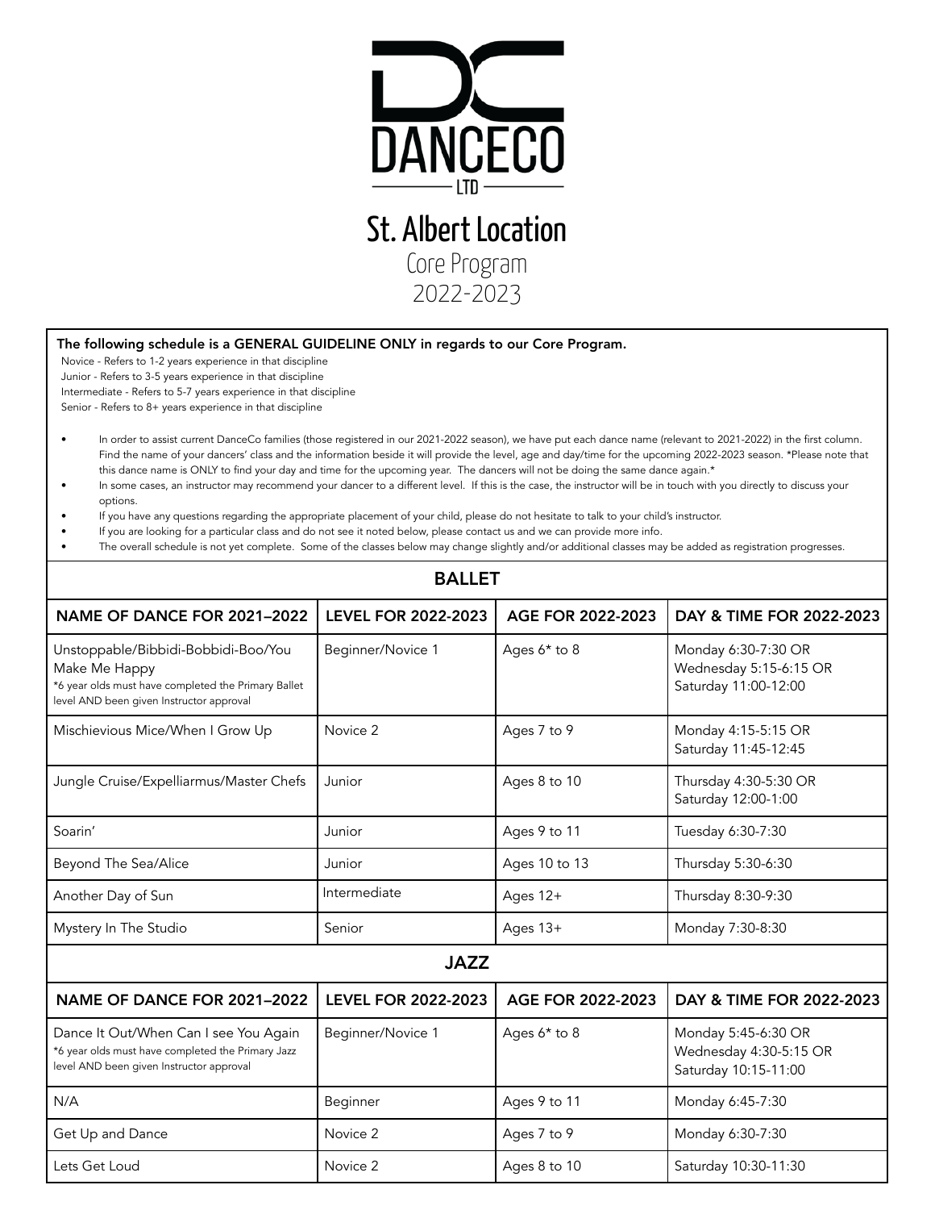# DANCECO LTD

## St. Albert Location

### Core Program
### 2022-2023

**The following schedule is a GENERAL GUIDELINE ONLY in regards to our Core Program.**

Novice - Refers to 1-2 years experience in that discipline
Junior - Refers to 3-5 years experience in that discipline
Intermediate - Refers to 5-7 years experience in that discipline
Senior - Refers to 8+ years experience in that discipline

- In order to assist current DanceCo families (those registered in our 2021-2022 season), we have put each dance name (relevant to 2021-2022) in the first column. Find the name of your dancers' class and the information beside it will provide the level, age and day/time for the upcoming 2022-2023 season. *Please note that this dance name is ONLY to find your day and time for the upcoming year. The dancers will not be doing the same dance again.*
- In some cases, an instructor may recommend your dancer to a different level. If this is the case, the instructor will be in touch with you directly to discuss your options.
- If you have any questions regarding the appropriate placement of your child, please do not hesitate to talk to your child's instructor.
- If you are looking for a particular class and do not see it noted below, please contact us and we can provide more info.
- The overall schedule is not yet complete. Some of the classes below may change slightly and/or additional classes may be added as registration progresses.

## BALLET

| NAME OF DANCE FOR 2021–2022 | LEVEL FOR 2022-2023 | AGE FOR 2022-2023 | DAY & TIME FOR 2022-2023 |
|---|---|---|---|
| Unstoppable/Bibbidi-Bobbidi-Boo/You Make Me Happy<br>*6 year olds must have completed the Primary Ballet level AND been given Instructor approval | Beginner/Novice 1 | Ages 6* to 8 | Monday 6:30-7:30 OR<br>Wednesday 5:15-6:15 OR<br>Saturday 11:00-12:00 |
| Mischievious Mice/When I Grow Up | Novice 2 | Ages 7 to 9 | Monday 4:15-5:15 OR<br>Saturday 11:45-12:45 |
| Jungle Cruise/Expelliarmus/Master Chefs | Junior | Ages 8 to 10 | Thursday 4:30-5:30 OR<br>Saturday 12:00-1:00 |
| Soarin' | Junior | Ages 9 to 11 | Tuesday 6:30-7:30 |
| Beyond The Sea/Alice | Junior | Ages 10 to 13 | Thursday 5:30-6:30 |
| Another Day of Sun | Intermediate | Ages 12+ | Thursday 8:30-9:30 |
| Mystery In The Studio | Senior | Ages 13+ | Monday 7:30-8:30 |

## JAZZ

| NAME OF DANCE FOR 2021–2022 | LEVEL FOR 2022-2023 | AGE FOR 2022-2023 | DAY & TIME FOR 2022-2023 |
|---|---|---|---|
| Dance It Out/When Can I see You Again<br>*6 year olds must have completed the Primary Jazz level AND been given Instructor approval | Beginner/Novice 1 | Ages 6* to 8 | Monday 5:45-6:30 OR<br>Wednesday 4:30-5:15 OR<br>Saturday 10:15-11:00 |
| N/A | Beginner | Ages 9 to 11 | Monday 6:45-7:30 |
| Get Up and Dance | Novice 2 | Ages 7 to 9 | Monday 6:30-7:30 |
| Lets Get Loud | Novice 2 | Ages 8 to 10 | Saturday 10:30-11:30 |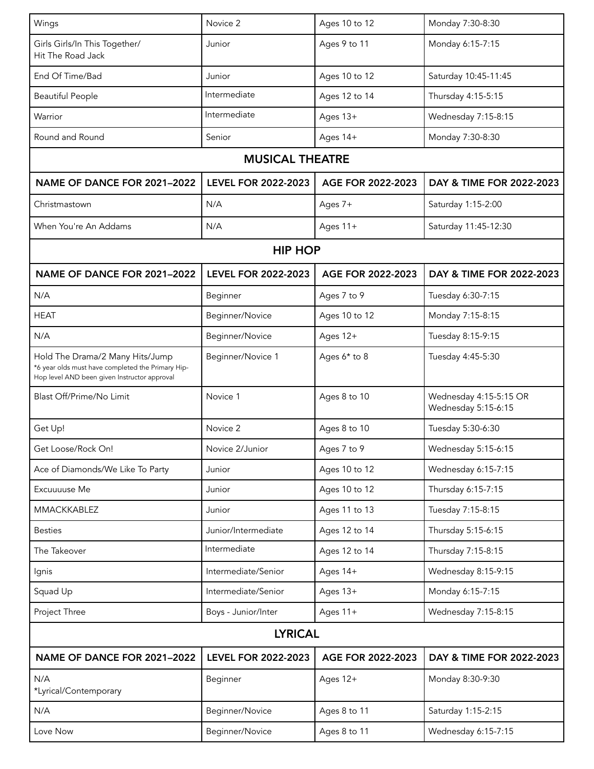| | | | |
|---|---|---|---|
| Wings | Novice 2 | Ages 10 to 12 | Monday 7:30-8:30 |
| Girls Girls/In This Together/ Hit The Road Jack | Junior | Ages 9 to 11 | Monday 6:15-7:15 |
| End Of Time/Bad | Junior | Ages 10 to 12 | Saturday 10:45-11:45 |
| Beautiful People | Intermediate | Ages 12 to 14 | Thursday 4:15-5:15 |
| Warrior | Intermediate | Ages 13+ | Wednesday 7:15-8:15 |
| Round and Round | Senior | Ages 14+ | Monday 7:30-8:30 |

## MUSICAL THEATRE

| NAME OF DANCE FOR 2021–2022 | LEVEL FOR 2022-2023 | AGE FOR 2022-2023 | DAY & TIME FOR 2022-2023 |
|---|---|---|---|
| Christmastown | N/A | Ages 7+ | Saturday 1:15-2:00 |
| When You're An Addams | N/A | Ages 11+ | Saturday 11:45-12:30 |

## HIP HOP

| NAME OF DANCE FOR 2021–2022 | LEVEL FOR 2022-2023 | AGE FOR 2022-2023 | DAY & TIME FOR 2022-2023 |
|---|---|---|---|
| N/A | Beginner | Ages 7 to 9 | Tuesday 6:30-7:15 |
| HEAT | Beginner/Novice | Ages 10 to 12 | Monday 7:15-8:15 |
| N/A | Beginner/Novice | Ages 12+ | Tuesday 8:15-9:15 |
| Hold The Drama/2 Many Hits/Jump *6 year olds must have completed the Primary Hip-Hop level AND been given Instructor approval | Beginner/Novice 1 | Ages 6* to 8 | Tuesday 4:45-5:30 |
| Blast Off/Prime/No Limit | Novice 1 | Ages 8 to 10 | Wednesday 4:15-5:15 OR Wednesday 5:15-6:15 |
| Get Up! | Novice 2 | Ages 8 to 10 | Tuesday 5:30-6:30 |
| Get Loose/Rock On! | Novice 2/Junior | Ages 7 to 9 | Wednesday 5:15-6:15 |
| Ace of Diamonds/We Like To Party | Junior | Ages 10 to 12 | Wednesday 6:15-7:15 |
| Excuuuuse Me | Junior | Ages 10 to 12 | Thursday 6:15-7:15 |
| MMACKKABLEZ | Junior | Ages 11 to 13 | Tuesday 7:15-8:15 |
| Besties | Junior/Intermediate | Ages 12 to 14 | Thursday 5:15-6:15 |
| The Takeover | Intermediate | Ages 12 to 14 | Thursday 7:15-8:15 |
| Ignis | Intermediate/Senior | Ages 14+ | Wednesday 8:15-9:15 |
| Squad Up | Intermediate/Senior | Ages 13+ | Monday 6:15-7:15 |
| Project Three | Boys - Junior/Inter | Ages 11+ | Wednesday 7:15-8:15 |

## LYRICAL

| NAME OF DANCE FOR 2021–2022 | LEVEL FOR 2022-2023 | AGE FOR 2022-2023 | DAY & TIME FOR 2022-2023 |
|---|---|---|---|
| N/A *Lyrical/Contemporary | Beginner | Ages 12+ | Monday 8:30-9:30 |
| N/A | Beginner/Novice | Ages 8 to 11 | Saturday 1:15-2:15 |
| Love Now | Beginner/Novice | Ages 8 to 11 | Wednesday 6:15-7:15 |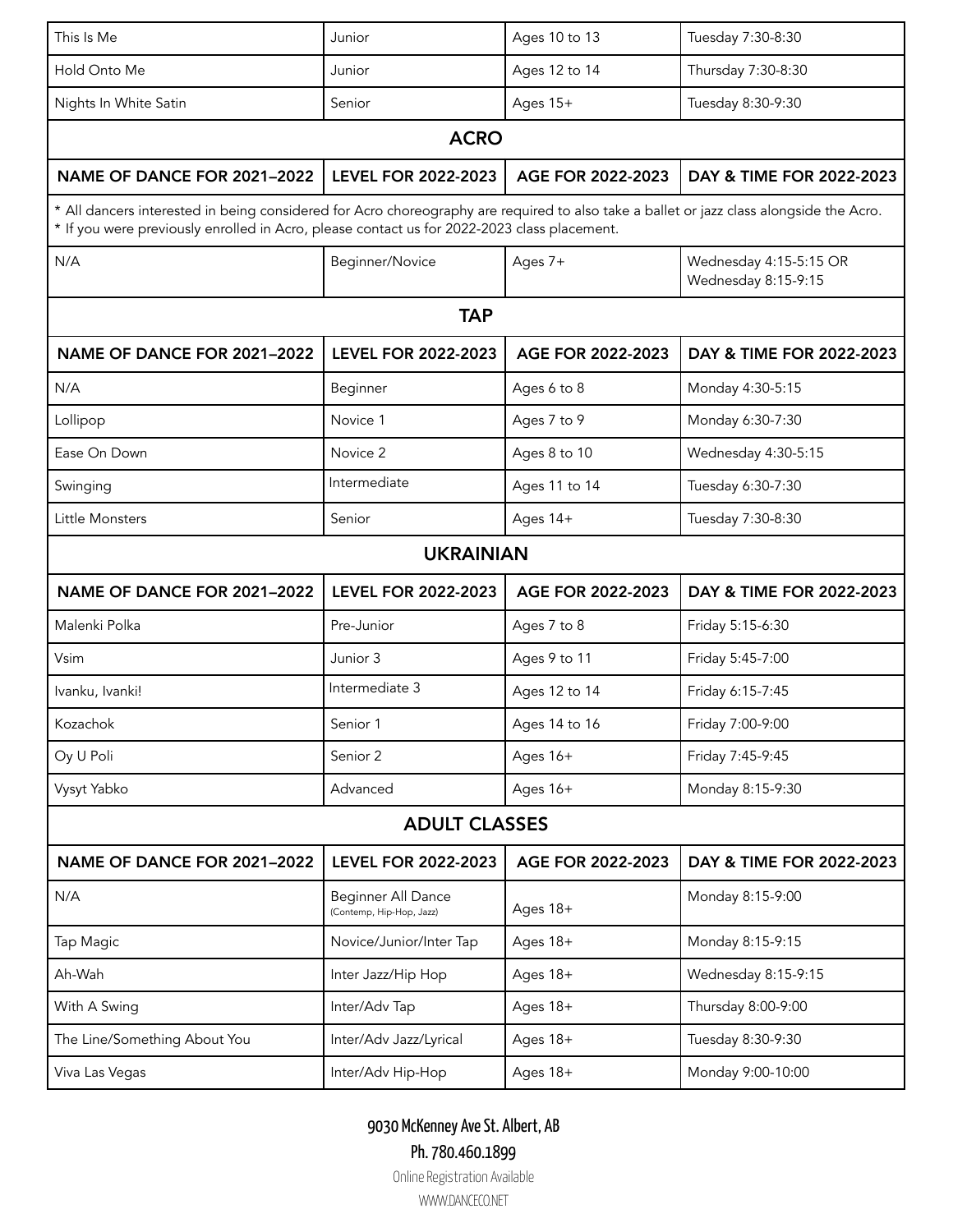| | | | |
|---|---|---|---|
| This Is Me | Junior | Ages 10 to 13 | Tuesday 7:30-8:30 |
| Hold Onto Me | Junior | Ages 12 to 14 | Thursday 7:30-8:30 |
| Nights In White Satin | Senior | Ages 15+ | Tuesday 8:30-9:30 |

## ACRO

| NAME OF DANCE FOR 2021–2022 | LEVEL FOR 2022-2023 | AGE FOR 2022-2023 | DAY & TIME FOR 2022-2023 |
|---|---|---|---|
| N/A | Beginner/Novice | Ages 7+ | Wednesday 4:15-5:15 OR Wednesday 8:15-9:15 |

* All dancers interested in being considered for Acro choreography are required to also take a ballet or jazz class alongside the Acro.
* If you were previously enrolled in Acro, please contact us for 2022-2023 class placement.

## TAP

| NAME OF DANCE FOR 2021–2022 | LEVEL FOR 2022-2023 | AGE FOR 2022-2023 | DAY & TIME FOR 2022-2023 |
|---|---|---|---|
| N/A | Beginner | Ages 6 to 8 | Monday 4:30-5:15 |
| Lollipop | Novice 1 | Ages 7 to 9 | Monday 6:30-7:30 |
| Ease On Down | Novice 2 | Ages 8 to 10 | Wednesday 4:30-5:15 |
| Swinging | Intermediate | Ages 11 to 14 | Tuesday 6:30-7:30 |
| Little Monsters | Senior | Ages 14+ | Tuesday 7:30-8:30 |

## UKRAINIAN

| NAME OF DANCE FOR 2021–2022 | LEVEL FOR 2022-2023 | AGE FOR 2022-2023 | DAY & TIME FOR 2022-2023 |
|---|---|---|---|
| Malenki Polka | Pre-Junior | Ages 7 to 8 | Friday 5:15-6:30 |
| Vsim | Junior 3 | Ages 9 to 11 | Friday 5:45-7:00 |
| Ivanku, Ivanki! | Intermediate 3 | Ages 12 to 14 | Friday 6:15-7:45 |
| Kozachok | Senior 1 | Ages 14 to 16 | Friday 7:00-9:00 |
| Oy U Poli | Senior 2 | Ages 16+ | Friday 7:45-9:45 |
| Vysyt Yabko | Advanced | Ages 16+ | Monday 8:15-9:30 |

## ADULT CLASSES

| NAME OF DANCE FOR 2021–2022 | LEVEL FOR 2022-2023 | AGE FOR 2022-2023 | DAY & TIME FOR 2022-2023 |
|---|---|---|---|
| N/A | Beginner All Dance (Contemp, Hip-Hop, Jazz) | Ages 18+ | Monday 8:15-9:00 |
| Tap Magic | Novice/Junior/Inter Tap | Ages 18+ | Monday 8:15-9:15 |
| Ah-Wah | Inter Jazz/Hip Hop | Ages 18+ | Wednesday 8:15-9:15 |
| With A Swing | Inter/Adv Tap | Ages 18+ | Thursday 8:00-9:00 |
| The Line/Something About You | Inter/Adv Jazz/Lyrical | Ages 18+ | Tuesday 8:30-9:30 |
| Viva Las Vegas | Inter/Adv Hip-Hop | Ages 18+ | Monday 9:00-10:00 |

**9030 McKenney Ave St. Albert, AB**

**Ph. 780.460.1899**

Online Registration Available

WWW.DANCECO.NET